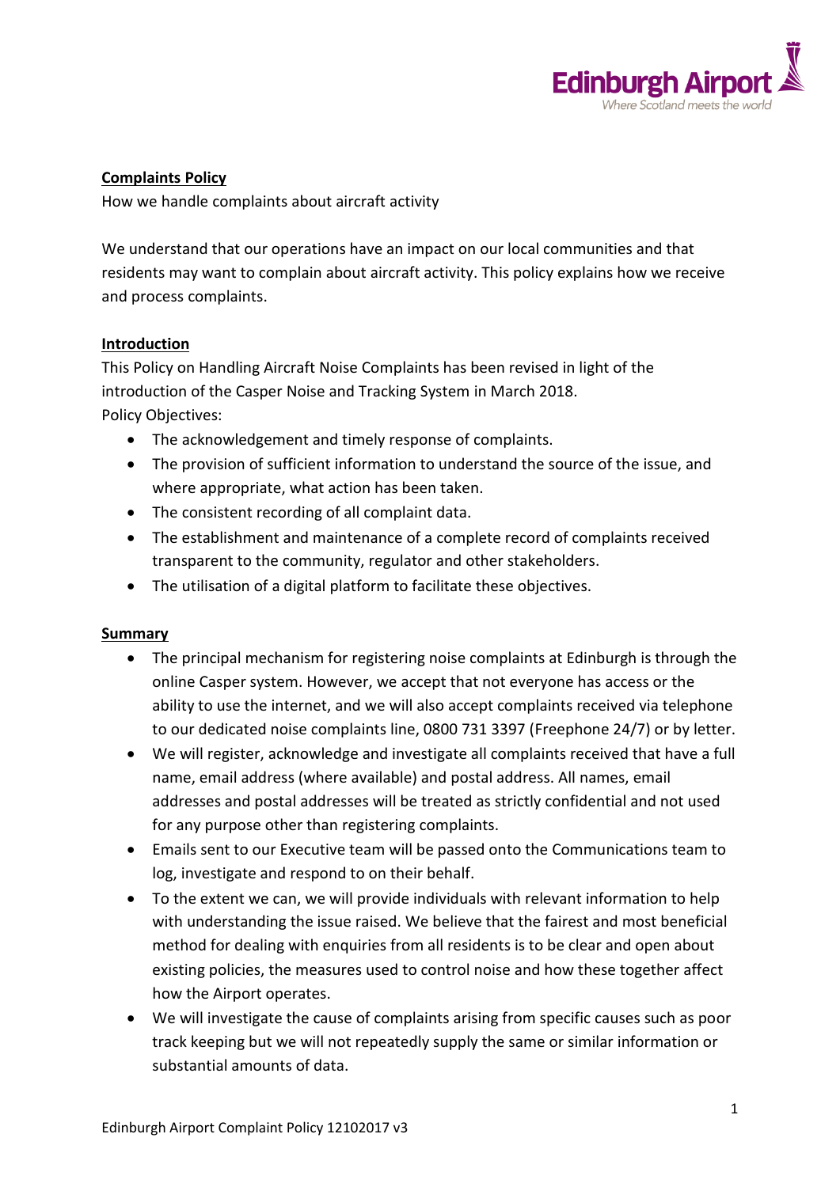## Complaints Policy

How we handle complaints about aircraft activity

We understand that our operations have an impact on our local communities and that residents may want to complain about aircraft activity. This policy explains how we receive and process complaints.

## Introduction

This Policy on Handling Aircraft Noise Complaints has been revised in light of the introduction of the Casper Noise and Tracking System in March 2018.

Policy Objectives:

- The acknowledgement and timely response of complaints.
- The provision of sufficient information to understand the source of the issue, and where appropriate, what action has been taken.
- The consistent recording of all complaint data.
- The establishment and maintenance of a complete record of complaints received transparent to the community, regulator and other stakeholders.
- The utilisation of a digital platform to facilitate these objectives.

## Summary

- The principal mechanism for registering noise complaints at Edinburgh is through the online Casper system. However, we accept that not everyone has access or the ability to use the internet, and we will also accept complaints received via telephone to our dedicated noise complaints line, 0800 731 3397 (Freephone 24/7) or by letter.
- We will register, acknowledge and investigate all complaints received that have a full name, email address (where available) and postal address. All names, email addresses and postal addresses will be treated as strictly confidential and not used for any purpose other than registering complaints.
- Emails sent to our Executive team will be passed onto the Communications team to log, investigate and respond to on their behalf.
- To the extent we can, we will provide individuals with relevant information to help with understanding the issue raised. We believe that the fairest and most beneficial method for dealing with enquiries from all residents is to be clear and open about existing policies, the measures used to control noise and how these together affect how the Airport operates.
- We will investigate the cause of complaints arising from specific causes such as poor track keeping but we will not repeatedly supply the same or similar information or substantial amounts of data.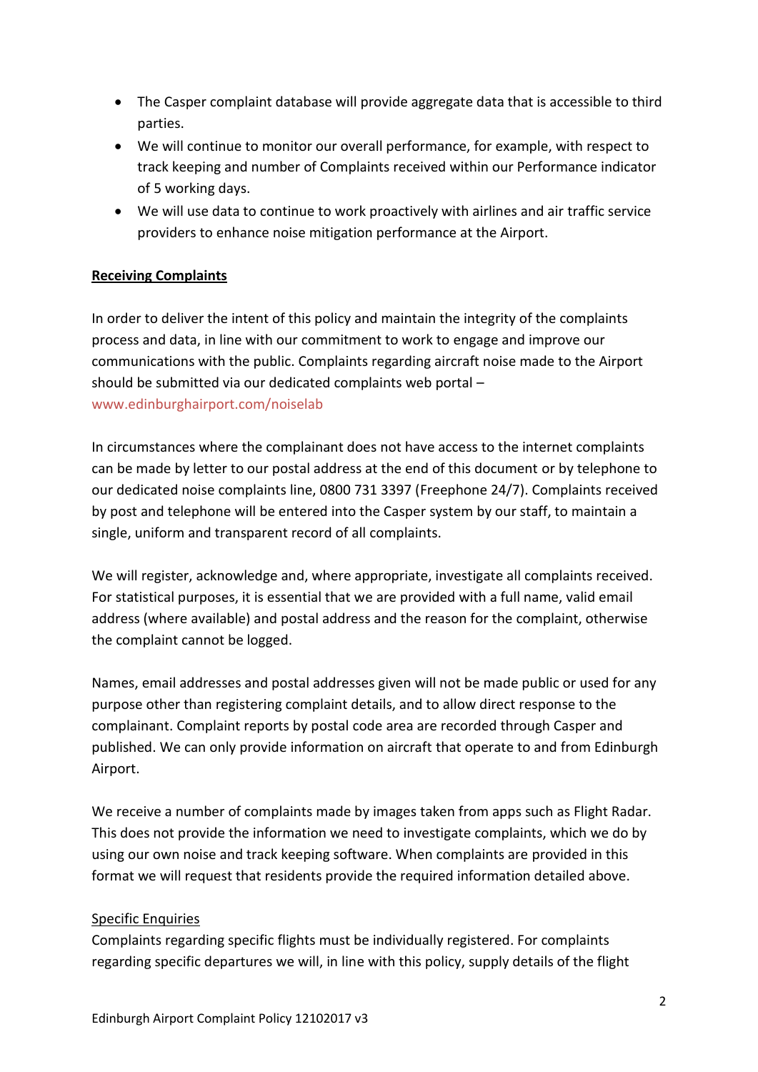- The Casper complaint database will provide aggregate data that is accessible to third parties.
- We will continue to monitor our overall performance, for example, with respect to track keeping and number of Complaints received within our Performance indicator of 5 working days.
- We will use data to continue to work proactively with airlines and air traffic service providers to enhance noise mitigation performance at the Airport.

**Receiving Complaints**

In order to deliver the intent of this policy and maintain the integrity of the complaints process and data, in line with our commitment to work to engage and improve our communications with the public. Complaints regarding aircraft noise made to the Airport should be submitted via our dedicated complaints web portal – www.edinburghairport.com/noiselab

In circumstances where the complainant does not have access to the internet complaints can be made by letter to our postal address at the end of this document or by telephone to our dedicated noise complaints line, 0800 731 3397 (Freephone 24/7). Complaints received by post and telephone will be entered into the Casper system by our staff, to maintain a single, uniform and transparent record of all complaints.

We will register, acknowledge and, where appropriate, investigate all complaints received. For statistical purposes, it is essential that we are provided with a full name, valid email address (where available) and postal address and the reason for the complaint, otherwise the complaint cannot be logged.

Names, email addresses and postal addresses given will not be made public or used for any purpose other than registering complaint details, and to allow direct response to the complainant. Complaint reports by postal code area are recorded through Casper and published. We can only provide information on aircraft that operate to and from Edinburgh Airport.

We receive a number of complaints made by images taken from apps such as Flight Radar. This does not provide the information we need to investigate complaints, which we do by using our own noise and track keeping software. When complaints are provided in this format we will request that residents provide the required information detailed above.

Specific Enquiries

Complaints regarding specific flights must be individually registered. For complaints regarding specific departures we will, in line with this policy, supply details of the flight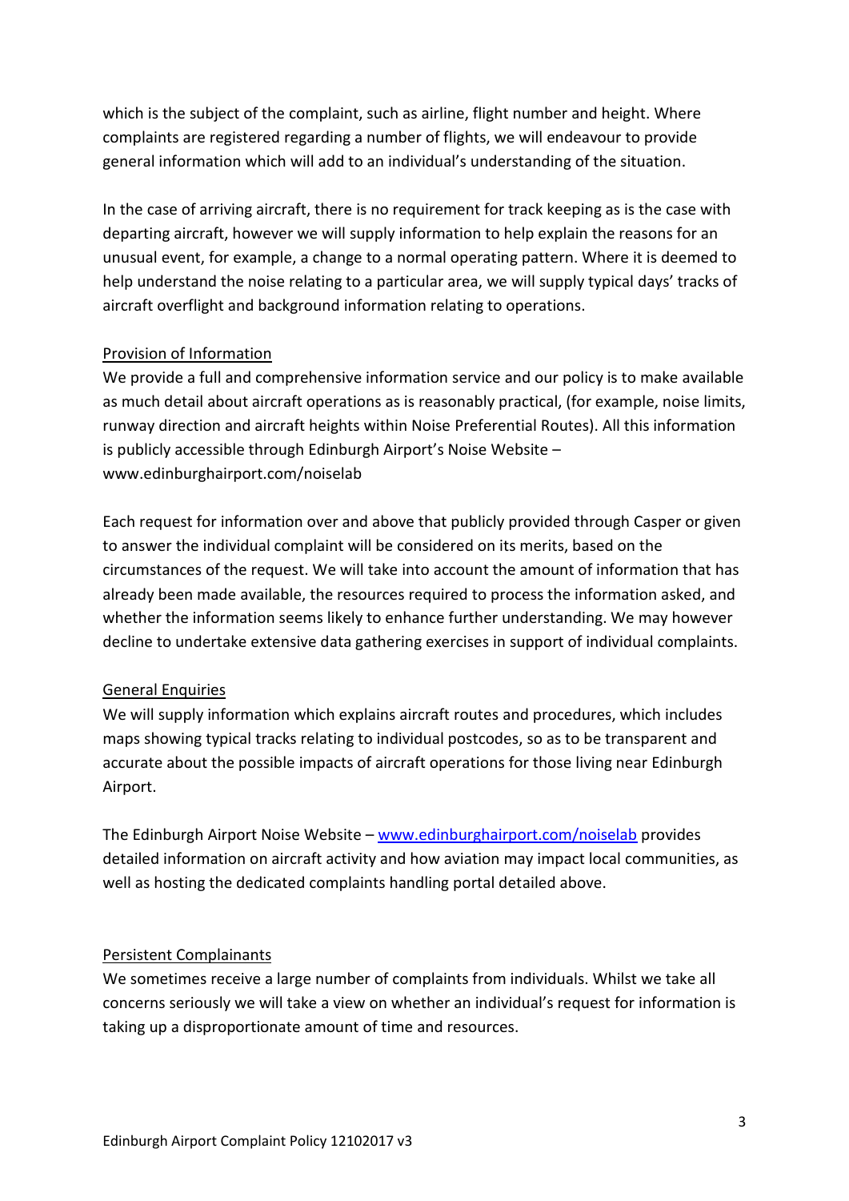which is the subject of the complaint, such as airline, flight number and height. Where complaints are registered regarding a number of flights, we will endeavour to provide general information which will add to an individual's understanding of the situation.

In the case of arriving aircraft, there is no requirement for track keeping as is the case with departing aircraft, however we will supply information to help explain the reasons for an unusual event, for example, a change to a normal operating pattern. Where it is deemed to help understand the noise relating to a particular area, we will supply typical days' tracks of aircraft overflight and background information relating to operations.

<u>Provision of Information</u>

We provide a full and comprehensive information service and our policy is to make available as much detail about aircraft operations as is reasonably practical, (for example, noise limits, runway direction and aircraft heights within Noise Preferential Routes). All this information is publicly accessible through Edinburgh Airport's Noise Website – www.edinburghairport.com/noiselab

Each request for information over and above that publicly provided through Casper or given to answer the individual complaint will be considered on its merits, based on the circumstances of the request. We will take into account the amount of information that has already been made available, the resources required to process the information asked, and whether the information seems likely to enhance further understanding. We may however decline to undertake extensive data gathering exercises in support of individual complaints.

<u>General Enquiries</u>

We will supply information which explains aircraft routes and procedures, which includes maps showing typical tracks relating to individual postcodes, so as to be transparent and accurate about the possible impacts of aircraft operations for those living near Edinburgh Airport.

The Edinburgh Airport Noise Website – [www.edinburghairport.com/noiselab](www.edinburghairport.com/noiselab) provides detailed information on aircraft activity and how aviation may impact local communities, as well as hosting the dedicated complaints handling portal detailed above.

<u>Persistent Complainants</u>

We sometimes receive a large number of complaints from individuals. Whilst we take all concerns seriously we will take a view on whether an individual's request for information is taking up a disproportionate amount of time and resources.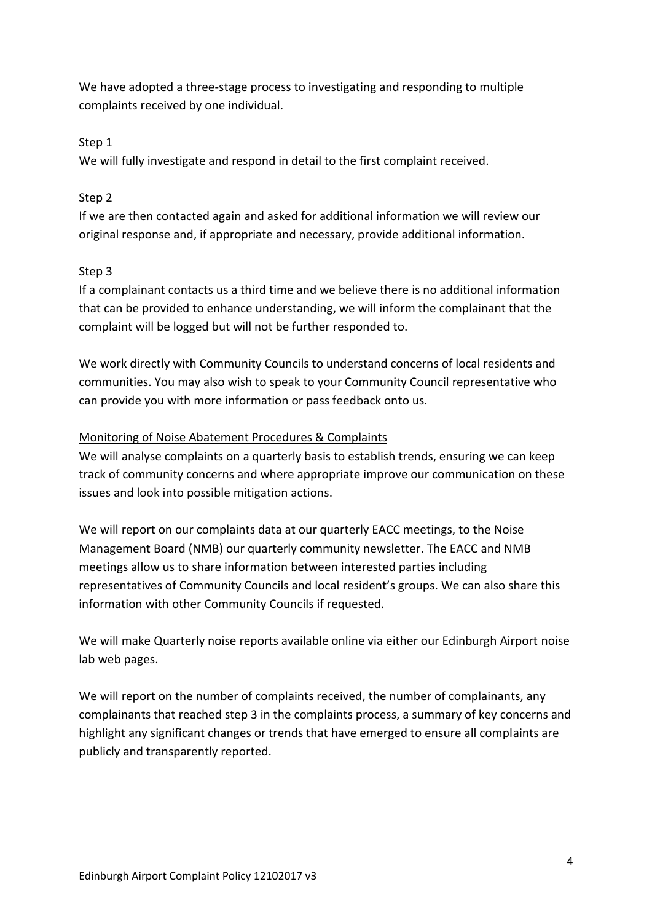We have adopted a three-stage process to investigating and responding to multiple complaints received by one individual.

Step 1
We will fully investigate and respond in detail to the first complaint received.

Step 2
If we are then contacted again and asked for additional information we will review our original response and, if appropriate and necessary, provide additional information.

Step 3
If a complainant contacts us a third time and we believe there is no additional information that can be provided to enhance understanding, we will inform the complainant that the complaint will be logged but will not be further responded to.

We work directly with Community Councils to understand concerns of local residents and communities. You may also wish to speak to your Community Council representative who can provide you with more information or pass feedback onto us.

<u>Monitoring of Noise Abatement Procedures & Complaints</u>

We will analyse complaints on a quarterly basis to establish trends, ensuring we can keep track of community concerns and where appropriate improve our communication on these issues and look into possible mitigation actions.

We will report on our complaints data at our quarterly EACC meetings, to the Noise Management Board (NMB) our quarterly community newsletter. The EACC and NMB meetings allow us to share information between interested parties including representatives of Community Councils and local resident's groups. We can also share this information with other Community Councils if requested.

We will make Quarterly noise reports available online via either our Edinburgh Airport noise lab web pages.

We will report on the number of complaints received, the number of complainants, any complainants that reached step 3 in the complaints process, a summary of key concerns and highlight any significant changes or trends that have emerged to ensure all complaints are publicly and transparently reported.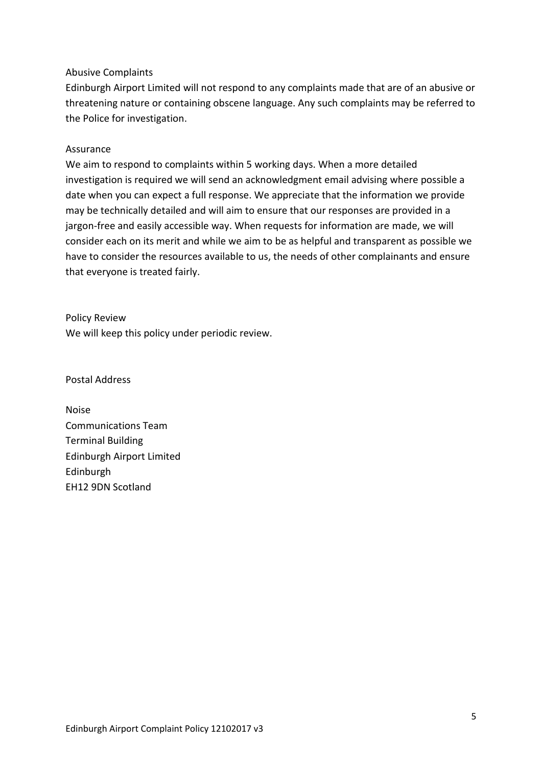## Abusive Complaints

Edinburgh Airport Limited will not respond to any complaints made that are of an abusive or threatening nature or containing obscene language. Any such complaints may be referred to the Police for investigation.

## Assurance

We aim to respond to complaints within 5 working days. When a more detailed investigation is required we will send an acknowledgment email advising where possible a date when you can expect a full response. We appreciate that the information we provide may be technically detailed and will aim to ensure that our responses are provided in a jargon-free and easily accessible way. When requests for information are made, we will consider each on its merit and while we aim to be as helpful and transparent as possible we have to consider the resources available to us, the needs of other complainants and ensure that everyone is treated fairly.

## Policy Review

We will keep this policy under periodic review.

## Postal Address

Noise  
Communications Team  
Terminal Building  
Edinburgh Airport Limited  
Edinburgh  
EH12 9DN Scotland